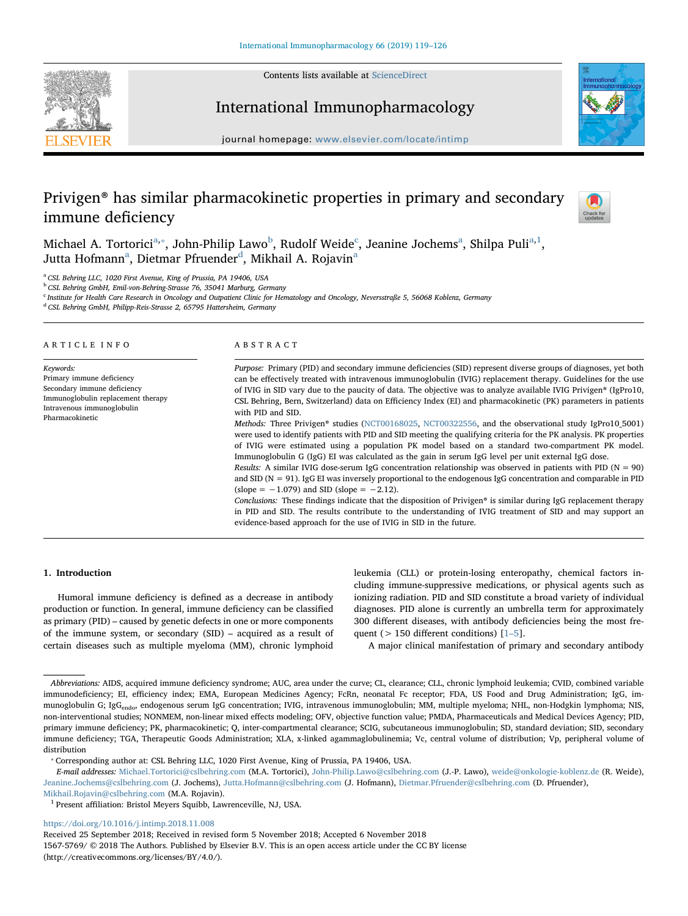# Privigen® has similar pharmacokinetic properties in primary and secondary immune deficiency

Michael A. Tortorici[a,*], John-Philip Lawo[b], Rudolf Weide[c], Jeanine Jochems[a], Shilpa Puli[a,1], Jutta Hofmann[a], Dietmar Pfruender[d], Mikhail A. Rojavin[a]

[a] CSL Behring LLC, 1020 First Avenue, King of Prussia, PA 19406, USA
[b] CSL Behring GmbH, Emil-von-Behring-Strasse 76, 35041 Marburg, Germany
[c] Institute for Health Care Research in Oncology and Outpatient Clinic for Hematology and Oncology, Neversstraße 5, 56068 Koblenz, Germany
[d] CSL Behring GmbH, Philipp-Reis-Strasse 2, 65795 Hattersheim, Germany

ARTICLE INFO

*Keywords:*
Primary immune deficiency
Secondary immune deficiency
Immunoglobulin replacement therapy
Intravenous immunoglobulin
Pharmacokinetic

ABSTRACT

*Purpose:* Primary (PID) and secondary immune deficiencies (SID) represent diverse groups of diagnoses, yet both can be effectively treated with intravenous immunoglobulin (IVIG) replacement therapy. Guidelines for the use of IVIG in SID vary due to the paucity of data. The objective was to analyze available IVIG Privigen® (IgPro10, CSL Behring, Bern, Switzerland) data on Efficiency Index (EI) and pharmacokinetic (PK) parameters in patients with PID and SID.

*Methods:* Three Privigen® studies (NCT00168025, NCT00322556, and the observational study IgPro10_5001) were used to identify patients with PID and SID meeting the qualifying criteria for the PK analysis. PK properties of IVIG were estimated using a population PK model based on a standard two-compartment PK model. Immunoglobulin G (IgG) EI was calculated as the gain in serum IgG level per unit external IgG dose.

*Results:* A similar IVIG dose-serum IgG concentration relationship was observed in patients with PID (N = 90) and SID (N = 91). IgG EI was inversely proportional to the endogenous IgG concentration and comparable in PID (slope = −1.079) and SID (slope = −2.12).

*Conclusions:* These findings indicate that the disposition of Privigen® is similar during IgG replacement therapy in PID and SID. The results contribute to the understanding of IVIG treatment of SID and may support an evidence-based approach for the use of IVIG in SID in the future.

## 1. Introduction

Humoral immune deficiency is defined as a decrease in antibody production or function. In general, immune deficiency can be classified as primary (PID) – caused by genetic defects in one or more components of the immune system, or secondary (SID) – acquired as a result of certain diseases such as multiple myeloma (MM), chronic lymphoid leukemia (CLL) or protein-losing enteropathy, chemical factors including immune-suppressive medications, or physical agents such as ionizing radiation. PID and SID constitute a broad variety of individual diagnoses. PID alone is currently an umbrella term for approximately 300 different diseases, with antibody deficiencies being the most frequent (> 150 different conditions) [1–5].

A major clinical manifestation of primary and secondary antibody

*Abbreviations:* AIDS, acquired immune deficiency syndrome; AUC, area under the curve; CL, clearance; CLL, chronic lymphoid leukemia; CVID, combined variable immunodeficiency; EI, efficiency index; EMA, European Medicines Agency; FcRn, neonatal Fc receptor; FDA, US Food and Drug Administration; IgG, immunoglobulin G; $IgG_{endo}$, endogenous serum IgG concentration; IVIG, intravenous immunoglobulin; MM, multiple myeloma; NHL, non-Hodgkin lymphoma; NIS, non-interventional studies; NONMEM, non-linear mixed effects modeling; OFV, objective function value; PMDA, Pharmaceuticals and Medical Devices Agency; PID, primary immune deficiency; PK, pharmacokinetic; Q, inter-compartmental clearance; SCIG, subcutaneous immunoglobulin; SD, standard deviation; SID, secondary immune deficiency; TGA, Therapeutic Goods Administration; XLA, x-linked agammaglobulinemia; Vc, central volume of distribution; Vp, peripheral volume of distribution

* Corresponding author at: CSL Behring LLC, 1020 First Avenue, King of Prussia, PA 19406, USA.

*E-mail addresses:* Michael.Tortorici@cslbehring.com (M.A. Tortorici), John-Philip.Lawo@cslbehring.com (J.-P. Lawo), weide@onkologie-koblenz.de (R. Weide), Jeanine.Jochems@cslbehring.com (J. Jochems), Jutta.Hofmann@cslbehring.com (J. Hofmann), Dietmar.Pfruender@cslbehring.com (D. Pfruender), Mikhail.Rojavin@cslbehring.com (M.A. Rojavin).

[1] Present affiliation: Bristol Meyers Squibb, Lawrenceville, NJ, USA.

https://doi.org/10.1016/j.intimp.2018.11.008
Received 25 September 2018; Received in revised form 5 November 2018; Accepted 6 November 2018
1567-5769/ © 2018 The Authors. Published by Elsevier B.V. This is an open access article under the CC BY license (http://creativecommons.org/licenses/BY/4.0/).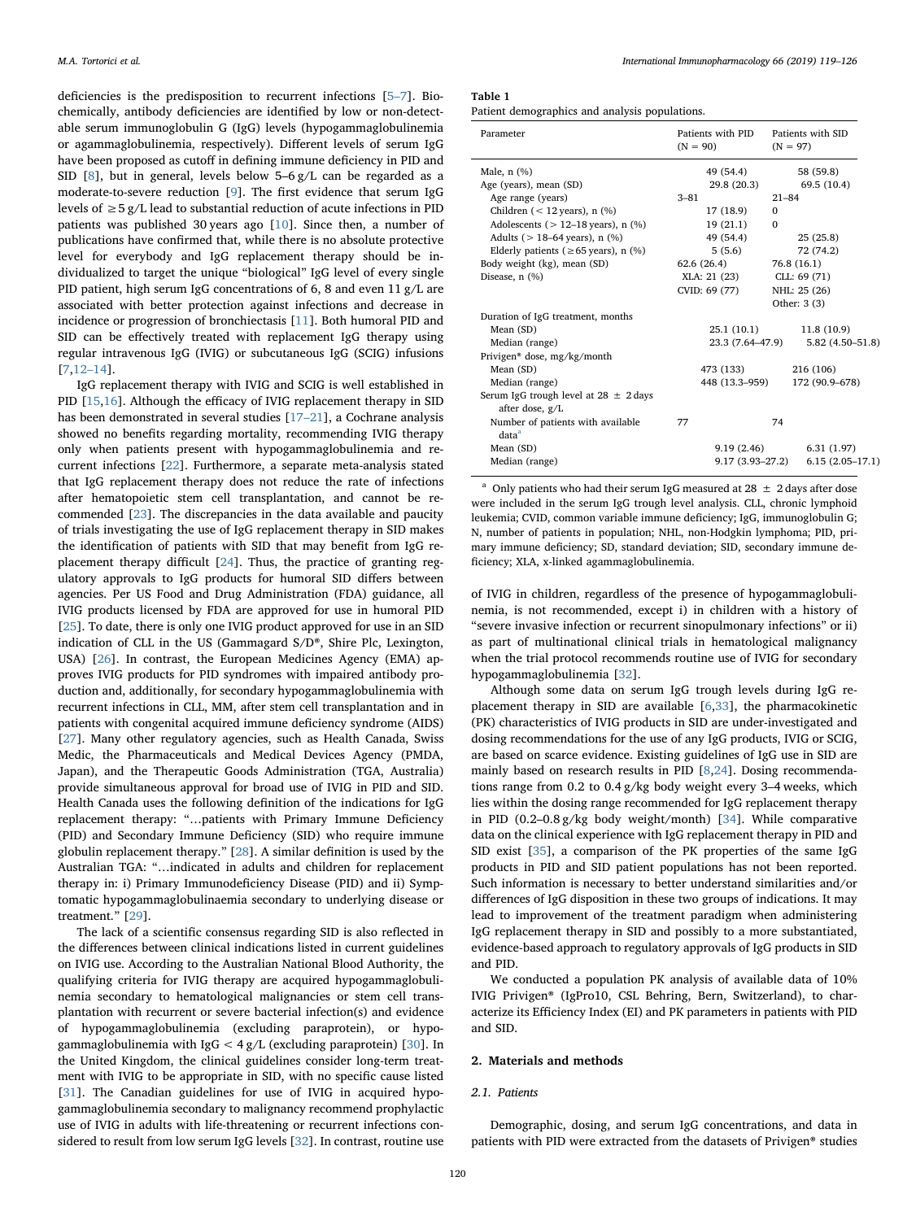deficiencies is the predisposition to recurrent infections [5–7]. Biochemically, antibody deficiencies are identified by low or non-detectable serum immunoglobulin G (IgG) levels (hypogammaglobulinemia or agammaglobulinemia, respectively). Different levels of serum IgG have been proposed as cutoff in defining immune deficiency in PID and SID [8], but in general, levels below 5–6 g/L can be regarded as a moderate-to-severe reduction [9]. The first evidence that serum IgG levels of ≥5 g/L lead to substantial reduction of acute infections in PID patients was published 30 years ago [10]. Since then, a number of publications have confirmed that, while there is no absolute protective level for everybody and IgG replacement therapy should be individualized to target the unique "biological" IgG level of every single PID patient, high serum IgG concentrations of 6, 8 and even 11 g/L are associated with better protection against infections and decrease in incidence or progression of bronchiectasis [11]. Both humoral PID and SID can be effectively treated with replacement IgG therapy using regular intravenous IgG (IVIG) or subcutaneous IgG (SCIG) infusions [7,12–14].

IgG replacement therapy with IVIG and SCIG is well established in PID [15,16]. Although the efficacy of IVIG replacement therapy in SID has been demonstrated in several studies [17–21], a Cochrane analysis showed no benefits regarding mortality, recommending IVIG therapy only when patients present with hypogammaglobulinemia and recurrent infections [22]. Furthermore, a separate meta-analysis stated that IgG replacement therapy does not reduce the rate of infections after hematopoietic stem cell transplantation, and cannot be recommended [23]. The discrepancies in the data available and paucity of trials investigating the use of IgG replacement therapy in SID makes the identification of patients with SID that may benefit from IgG replacement therapy difficult [24]. Thus, the practice of granting regulatory approvals to IgG products for humoral SID differs between agencies. Per US Food and Drug Administration (FDA) guidance, all IVIG products licensed by FDA are approved for use in humoral PID [25]. To date, there is only one IVIG product approved for use in an SID indication of CLL in the US (Gammagard S/D®, Shire Plc, Lexington, USA) [26]. In contrast, the European Medicines Agency (EMA) approves IVIG products for PID syndromes with impaired antibody production and, additionally, for secondary hypogammaglobulinemia with recurrent infections in CLL, MM, after stem cell transplantation and in patients with congenital acquired immune deficiency syndrome (AIDS) [27]. Many other regulatory agencies, such as Health Canada, Swiss Medic, the Pharmaceuticals and Medical Devices Agency (PMDA, Japan), and the Therapeutic Goods Administration (TGA, Australia) provide simultaneous approval for broad use of IVIG in PID and SID. Health Canada uses the following definition of the indications for IgG replacement therapy: "…patients with Primary Immune Deficiency (PID) and Secondary Immune Deficiency (SID) who require immune globulin replacement therapy." [28]. A similar definition is used by the Australian TGA: "…indicated in adults and children for replacement therapy in: i) Primary Immunodeficiency Disease (PID) and ii) Symptomatic hypogammaglobulinaemia secondary to underlying disease or treatment." [29].

The lack of a scientific consensus regarding SID is also reflected in the differences between clinical indications listed in current guidelines on IVIG use. According to the Australian National Blood Authority, the qualifying criteria for IVIG therapy are acquired hypogammaglobulinemia secondary to hematological malignancies or stem cell transplantation with recurrent or severe bacterial infection(s) and evidence of hypogammaglobulinemia (excluding paraprotein), or hypogammaglobulinemia with IgG < 4 g/L (excluding paraprotein) [30]. In the United Kingdom, the clinical guidelines consider long-term treatment with IVIG to be appropriate in SID, with no specific cause listed [31]. The Canadian guidelines for use of IVIG in acquired hypogammaglobulinemia secondary to malignancy recommend prophylactic use of IVIG in adults with life-threatening or recurrent infections considered to result from low serum IgG levels [32]. In contrast, routine use of IVIG in children, regardless of the presence of hypogammaglobulinemia, is not recommended, except i) in children with a history of "severe invasive infection or recurrent sinopulmonary infections" or ii) as part of multinational clinical trials in hematological malignancy when the trial protocol recommends routine use of IVIG for secondary hypogammaglobulinemia [32].

**Table 1**
Patient demographics and analysis populations.

| Parameter | Patients with PID (N = 90) | Patients with SID (N = 97) |
|---|---|---|
| Male, n (%) | 49 (54.4) | 58 (59.8) |
| Age (years), mean (SD) | 29.8 (20.3) | 69.5 (10.4) |
| Age range (years) | 3–81 | 21–84 |
| Children (< 12 years), n (%) | 17 (18.9) | 0 |
| Adolescents (> 12–18 years), n (%) | 19 (21.1) | 0 |
| Adults (> 18–64 years), n (%) | 49 (54.4) | 25 (25.8) |
| Elderly patients (≥65 years), n (%) | 5 (5.6) | 72 (74.2) |
| Body weight (kg), mean (SD) | 62.6 (26.4) | 76.8 (16.1) |
| Disease, n (%) | XLA: 21 (23)<br>CVID: 69 (77) | CLL: 69 (71)<br>NHL: 25 (26)<br>Other: 3 (3) |
| Duration of IgG treatment, months | | |
| Mean (SD) | 25.1 (10.1) | 11.8 (10.9) |
| Median (range) | 23.3 (7.64–47.9) | 5.82 (4.50–51.8) |
| Privigen® dose, mg/kg/month | | |
| Mean (SD) | 473 (133) | 216 (106) |
| Median (range) | 448 (13.3–959) | 172 (90.9–678) |
| Serum IgG trough level at 28 ± 2 days after dose, g/L | | |
| Number of patients with available data[a] | 77 | 74 |
| Mean (SD) | 9.19 (2.46) | 6.31 (1.97) |
| Median (range) | 9.17 (3.93–27.2) | 6.15 (2.05–17.1) |

[a] Only patients who had their serum IgG measured at 28 ± 2 days after dose were included in the serum IgG trough level analysis. CLL, chronic lymphoid leukemia; CVID, common variable immune deficiency; IgG, immunoglobulin G; N, number of patients in population; NHL, non-Hodgkin lymphoma; PID, primary immune deficiency; SD, standard deviation; SID, secondary immune deficiency; XLA, x-linked agammaglobulinemia.

Although some data on serum IgG trough levels during IgG replacement therapy in SID are available [6,33], the pharmacokinetic (PK) characteristics of IVIG products in SID are under-investigated and dosing recommendations for the use of any IgG products, IVIG or SCIG, are based on scarce evidence. Existing guidelines of IgG use in SID are mainly based on research results in PID [8,24]. Dosing recommendations range from 0.2 to 0.4 g/kg body weight every 3–4 weeks, which lies within the dosing range recommended for IgG replacement therapy in PID (0.2–0.8 g/kg body weight/month) [34]. While comparative data on the clinical experience with IgG replacement therapy in PID and SID exist [35], a comparison of the PK properties of the same IgG products in PID and SID patient populations has not been reported. Such information is necessary to better understand similarities and/or differences of IgG disposition in these two groups of indications. It may lead to improvement of the treatment paradigm when administering IgG replacement therapy in SID and possibly to a more substantiated, evidence-based approach to regulatory approvals of IgG products in SID and PID.

We conducted a population PK analysis of available data of 10% IVIG Privigen® (IgPro10, CSL Behring, Bern, Switzerland), to characterize its Efficiency Index (EI) and PK parameters in patients with PID and SID.

## 2. Materials and methods

### 2.1. Patients

Demographic, dosing, and serum IgG concentrations, and data in patients with PID were extracted from the datasets of Privigen® studies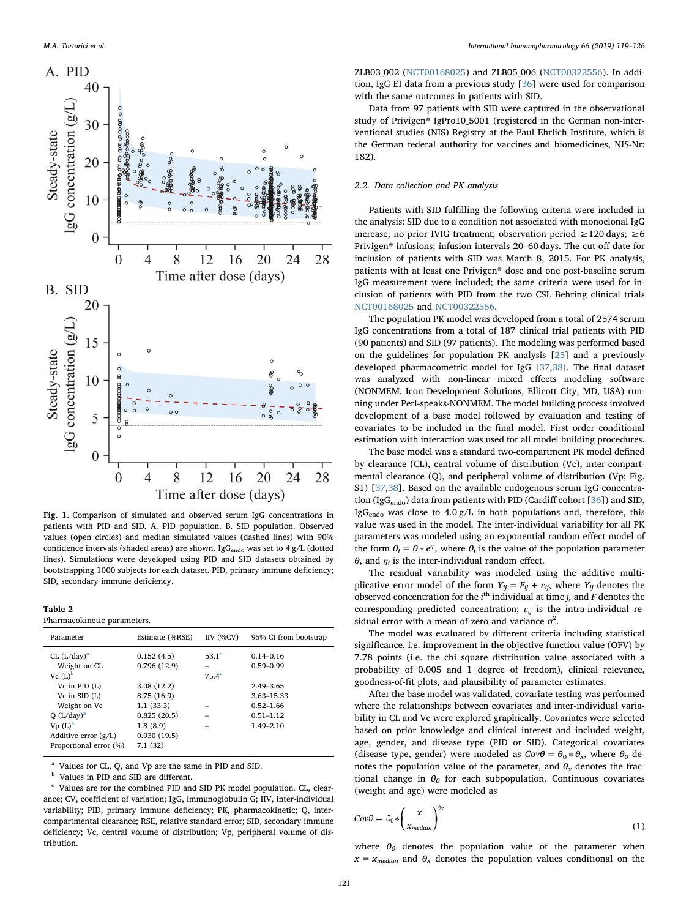Fig. 1. Comparison of simulated and observed serum IgG concentrations in patients with PID and SID. A. PID population. B. SID population. Observed values (open circles) and median simulated values (dashed lines) with 90% confidence intervals (shaded areas) are shown. $IgG_{endo}$ was set to 4 g/L (dotted lines). Simulations were developed using PID and SID datasets obtained by bootstrapping 1000 subjects for each dataset. PID, primary immune deficiency; SID, secondary immune deficiency.

Table 2
Pharmacokinetic parameters.

| Parameter | Estimate (%RSE) | IIV (%CV) | 95% CI from bootstrap |
|---|---|---|---|
| CL (L/day)[a] | 0.152 (4.5) | 53.1[c] | 0.14–0.16 |
| Weight on CL | 0.796 (12.9) | – | 0.59–0.99 |
| Vc (L)[b] | | 75.4[c] | |
| Vc in PID (L) | 3.08 (12.2) | | 2.49–3.65 |
| Vc in SID (L) | 8.75 (16.9) | | 3.63–15.33 |
| Weight on Vc | 1.1 (33.3) | – | 0.52–1.66 |
| Q (L/day)[a] | 0.825 (20.5) | – | 0.51–1.12 |
| Vp (L)[a] | 1.8 (8.9) | – | 1.49–2.10 |
| Additive error (g/L) | 0.930 (19.5) | | |
| Proportional error (%) | 7.1 (32) | | |

[a] Values for CL, Q, and Vp are the same in PID and SID.
[b] Values in PID and SID are different.
[c] Values are for the combined PID and SID PK model population. CL, clearance; CV, coefficient of variation; IgG, immunoglobulin G; IIV, inter-individual variability; PID, primary immune deficiency; PK, pharmacokinetic; Q, inter-compartmental clearance; RSE, relative standard error; SID, secondary immune deficiency; Vc, central volume of distribution; Vp, peripheral volume of distribution.

ZLB03_002 (NCT00168025) and ZLB05_006 (NCT00322556). In addition, IgG EI data from a previous study [36] were used for comparison with the same outcomes in patients with SID.

Data from 97 patients with SID were captured in the observational study of Privigen® IgPro10_5001 (registered in the German non-interventional studies (NIS) Registry at the Paul Ehrlich Institute, which is the German federal authority for vaccines and biomedicines, NIS-Nr: 182).

### 2.2. Data collection and PK analysis

Patients with SID fulfilling the following criteria were included in the analysis: SID due to a condition not associated with monoclonal IgG increase; no prior IVIG treatment; observation period ≥120 days; ≥6 Privigen® infusions; infusion intervals 20–60 days. The cut-off date for inclusion of patients with SID was March 8, 2015. For PK analysis, patients with at least one Privigen® dose and one post-baseline serum IgG measurement were included; the same criteria were used for inclusion of patients with PID from the two CSL Behring clinical trials NCT00168025 and NCT00322556.

The population PK model was developed from a total of 2574 serum IgG concentrations from a total of 187 clinical trial patients with PID (90 patients) and SID (97 patients). The modeling was performed based on the guidelines for population PK analysis [25] and a previously developed pharmacometric model for IgG [37,38]. The final dataset was analyzed using non-linear mixed effects modeling software (NONMEM, Icon Development Solutions, Ellicott City, MD, USA) running under Perl-speaks-NONMEM. The model building process involved development of a base model followed by evaluation and testing of covariates to be included in the final model. First order conditional estimation with interaction was used for all model building procedures.

The base model was a standard two-compartment PK model defined by clearance (CL), central volume of distribution (Vc), inter-compartmental clearance (Q), and peripheral volume of distribution (Vp; Fig. S1) [37,38]. Based on the available endogenous serum IgG concentration ($IgG_{endo}$) data from patients with PID (Cardiff cohort [36]) and SID, $IgG_{endo}$ was close to 4.0 g/L in both populations and, therefore, this value was used in the model. The inter-individual variability for all PK parameters was modeled using an exponential random effect model of the form $\theta_i = \theta * e^{\eta_i}$, where $\theta_i$ is the value of the population parameter $\theta$, and $\eta_i$ is the inter-individual random effect.

The residual variability was modeled using the additive multiplicative error model of the form $Y_{ij} = F_{ij} + \varepsilon_{ij}$, where $Y_{ij}$ denotes the observed concentration for the $i^{th}$ individual at time $j$, and $F$ denotes the corresponding predicted concentration; $\varepsilon_{ij}$ is the intra-individual residual error with a mean of zero and variance $\sigma^2$.

The model was evaluated by different criteria including statistical significance, i.e. improvement in the objective function value (OFV) by 7.78 points (i.e. the chi square distribution value associated with a probability of 0.005 and 1 degree of freedom), clinical relevance, goodness-of-fit plots, and plausibility of parameter estimates.

After the base model was validated, covariate testing was performed where the relationships between covariates and inter-individual variability in CL and Vc were explored graphically. Covariates were selected based on prior knowledge and clinical interest and included weight, age, gender, and disease type (PID or SID). Categorical covariates (disease type, gender) were modeled as $Cov\theta = \theta_0 * \theta_x$, where $\theta_0$ denotes the population value of the parameter, and $\theta_x$ denotes the fractional change in $\theta_0$ for each subpopulation. Continuous covariates (weight and age) were modeled as

$$Cov\theta = \theta_0 * \left(\frac{x}{x_{median}}\right)^{\theta x} \tag{1}$$

where $\theta_0$ denotes the population value of the parameter when $x = x_{median}$ and $\theta_x$ denotes the population values conditional on the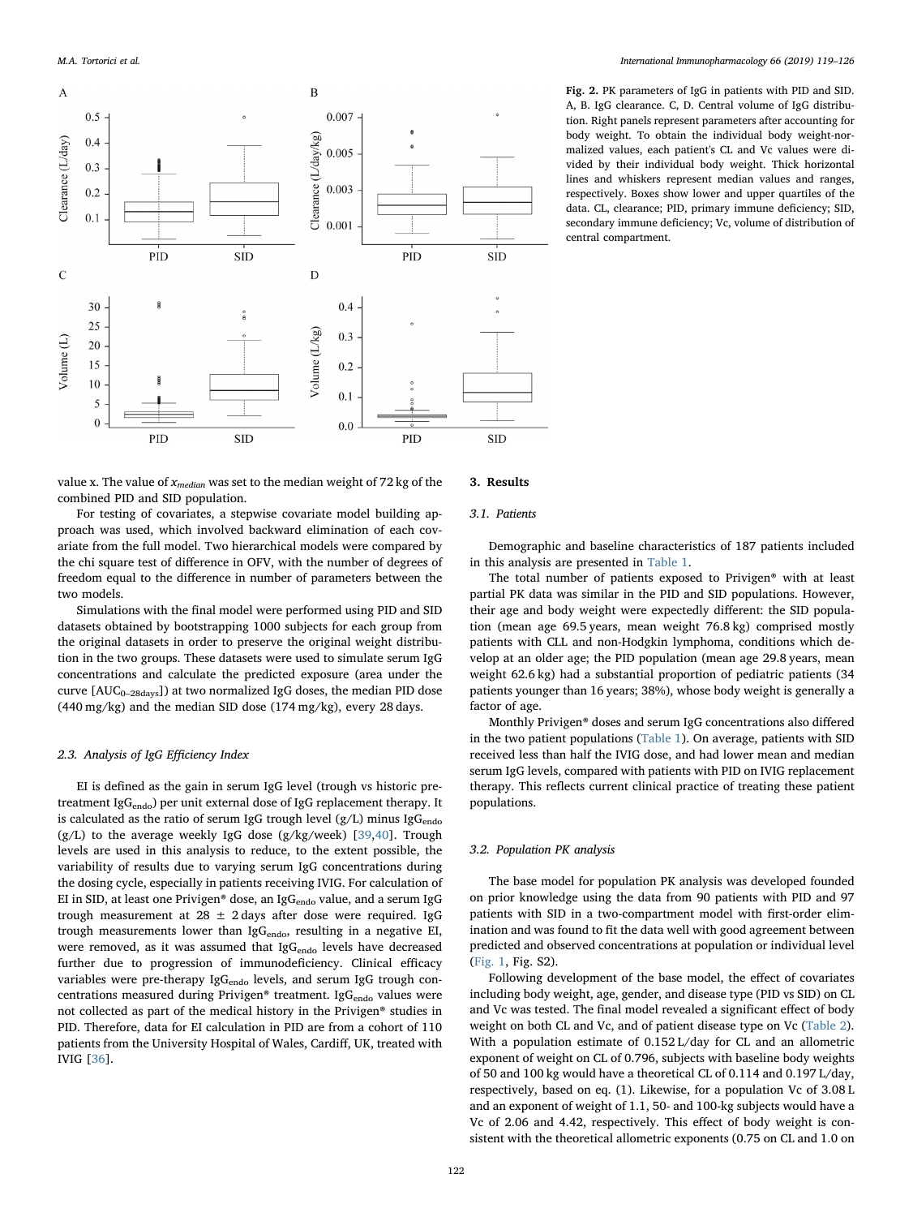Fig. 2. PK parameters of IgG in patients with PID and SID. A, B. IgG clearance. C, D. Central volume of IgG distribution. Right panels represent parameters after accounting for body weight. To obtain the individual body weight-normalized values, each patient's CL and Vc values were divided by their individual body weight. Thick horizontal lines and whiskers represent median values and ranges, respectively. Boxes show lower and upper quartiles of the data. CL, clearance; PID, primary immune deficiency; SID, secondary immune deficiency; Vc, volume of distribution of central compartment.

value x. The value of $x_{median}$ was set to the median weight of 72 kg of the combined PID and SID population.

For testing of covariates, a stepwise covariate model building approach was used, which involved backward elimination of each covariate from the full model. Two hierarchical models were compared by the chi square test of difference in OFV, with the number of degrees of freedom equal to the difference in number of parameters between the two models.

Simulations with the final model were performed using PID and SID datasets obtained by bootstrapping 1000 subjects for each group from the original datasets in order to preserve the original weight distribution in the two groups. These datasets were used to simulate serum IgG concentrations and calculate the predicted exposure (area under the curve [$AUC_{0-28days}$]) at two normalized IgG doses, the median PID dose (440 mg/kg) and the median SID dose (174 mg/kg), every 28 days.

### 2.3. Analysis of IgG Efficiency Index

EI is defined as the gain in serum IgG level (trough vs historic pretreatment $IgG_{endo}$) per unit external dose of IgG replacement therapy. It is calculated as the ratio of serum IgG trough level (g/L) minus $IgG_{endo}$ (g/L) to the average weekly IgG dose (g/kg/week) [39,40]. Trough levels are used in this analysis to reduce, to the extent possible, the variability of results due to varying serum IgG concentrations during the dosing cycle, especially in patients receiving IVIG. For calculation of EI in SID, at least one Privigen® dose, an $IgG_{endo}$ value, and a serum IgG trough measurement at 28 ± 2 days after dose were required. IgG trough measurements lower than $IgG_{endo}$, resulting in a negative EI, were removed, as it was assumed that $IgG_{endo}$ levels have decreased further due to progression of immunodeficiency. Clinical efficacy variables were pre-therapy $IgG_{endo}$ levels, and serum IgG trough concentrations measured during Privigen® treatment. $IgG_{endo}$ values were not collected as part of the medical history in the Privigen® studies in PID. Therefore, data for EI calculation in PID are from a cohort of 110 patients from the University Hospital of Wales, Cardiff, UK, treated with IVIG [36].

## 3. Results

### 3.1. Patients

Demographic and baseline characteristics of 187 patients included in this analysis are presented in Table 1.

The total number of patients exposed to Privigen® with at least partial PK data was similar in the PID and SID populations. However, their age and body weight were expectedly different: the SID population (mean age 69.5 years, mean weight 76.8 kg) comprised mostly patients with CLL and non-Hodgkin lymphoma, conditions which develop at an older age; the PID population (mean age 29.8 years, mean weight 62.6 kg) had a substantial proportion of pediatric patients (34 patients younger than 16 years; 38%), whose body weight is generally a factor of age.

Monthly Privigen® doses and serum IgG concentrations also differed in the two patient populations (Table 1). On average, patients with SID received less than half the IVIG dose, and had lower mean and median serum IgG levels, compared with patients with PID on IVIG replacement therapy. This reflects current clinical practice of treating these patient populations.

### 3.2. Population PK analysis

The base model for population PK analysis was developed founded on prior knowledge using the data from 90 patients with PID and 97 patients with SID in a two-compartment model with first-order elimination and was found to fit the data well with good agreement between predicted and observed concentrations at population or individual level (Fig. 1, Fig. S2).

Following development of the base model, the effect of covariates including body weight, age, gender, and disease type (PID vs SID) on CL and Vc was tested. The final model revealed a significant effect of body weight on both CL and Vc, and of patient disease type on Vc (Table 2). With a population estimate of 0.152 L/day for CL and an allometric exponent of weight on CL of 0.796, subjects with baseline body weights of 50 and 100 kg would have a theoretical CL of 0.114 and 0.197 L/day, respectively, based on eq. (1). Likewise, for a population Vc of 3.08 L and an exponent of weight of 1.1, 50- and 100-kg subjects would have a Vc of 2.06 and 4.42, respectively. This effect of body weight is consistent with the theoretical allometric exponents (0.75 on CL and 1.0 on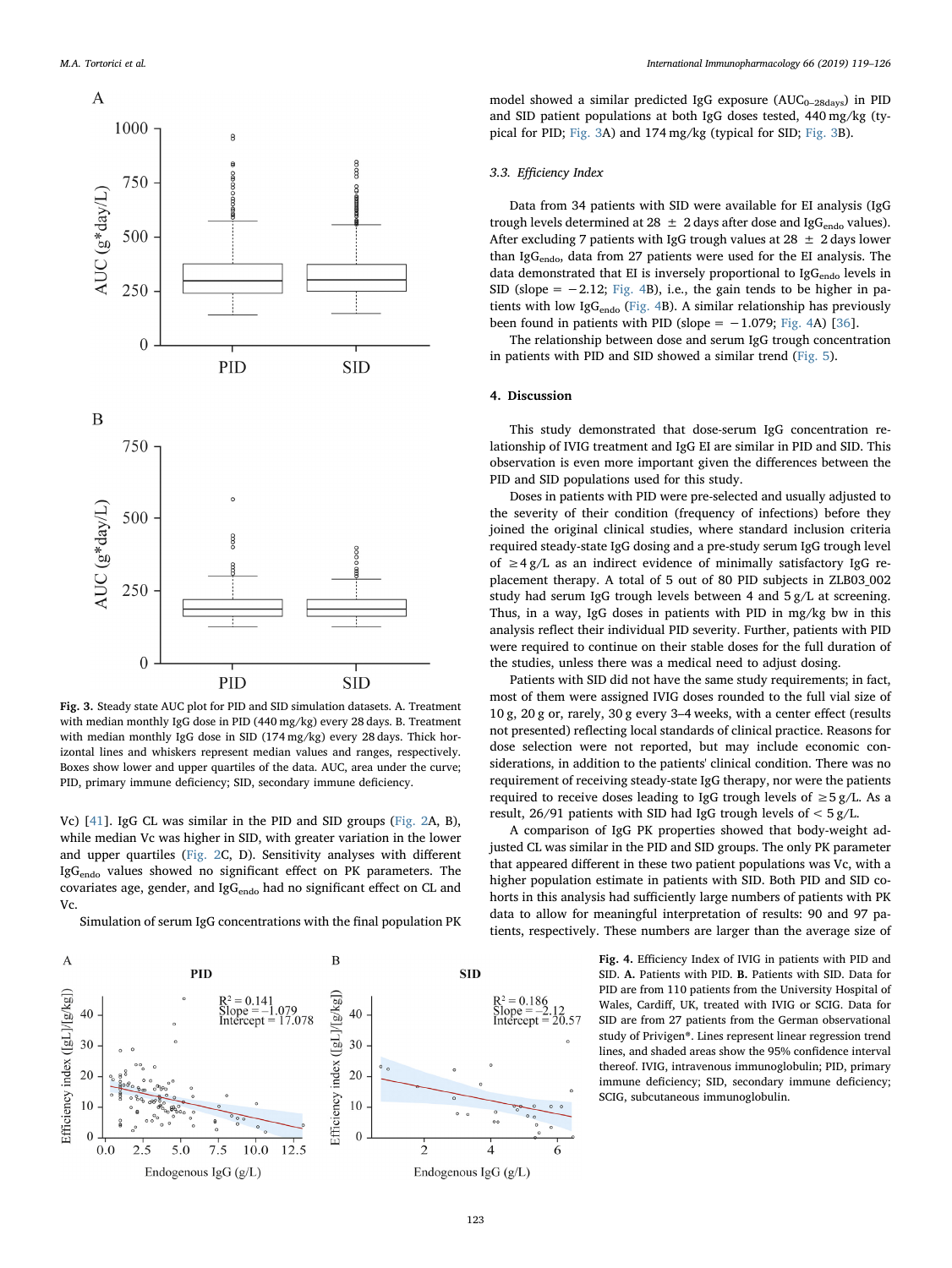Fig. 3. Steady state AUC plot for PID and SID simulation datasets. A. Treatment with median monthly IgG dose in PID (440 mg/kg) every 28 days. B. Treatment with median monthly IgG dose in SID (174 mg/kg) every 28 days. Thick horizontal lines and whiskers represent median values and ranges, respectively. Boxes show lower and upper quartiles of the data. AUC, area under the curve; PID, primary immune deficiency; SID, secondary immune deficiency.

Vc) [41]. IgG CL was similar in the PID and SID groups (Fig. 2A, B), while median Vc was higher in SID, with greater variation in the lower and upper quartiles (Fig. 2C, D). Sensitivity analyses with different $IgG_{endo}$ values showed no significant effect on PK parameters. The covariates age, gender, and $IgG_{endo}$ had no significant effect on CL and Vc.

Simulation of serum IgG concentrations with the final population PK model showed a similar predicted IgG exposure ($AUC_{0-28days}$) in PID and SID patient populations at both IgG doses tested, 440 mg/kg (typical for PID; Fig. 3A) and 174 mg/kg (typical for SID; Fig. 3B).

### 3.3. Efficiency Index

Data from 34 patients with SID were available for EI analysis (IgG trough levels determined at 28 ± 2 days after dose and $IgG_{endo}$ values). After excluding 7 patients with IgG trough values at 28 ± 2 days lower than $IgG_{endo}$, data from 27 patients were used for the EI analysis. The data demonstrated that EI is inversely proportional to $IgG_{endo}$ levels in SID (slope = −2.12; Fig. 4B), i.e., the gain tends to be higher in patients with low $IgG_{endo}$ (Fig. 4B). A similar relationship has previously been found in patients with PID (slope = −1.079; Fig. 4A) [36].

The relationship between dose and serum IgG trough concentration in patients with PID and SID showed a similar trend (Fig. 5).

## 4. Discussion

This study demonstrated that dose-serum IgG concentration relationship of IVIG treatment and IgG EI are similar in PID and SID. This observation is even more important given the differences between the PID and SID populations used for this study.

Doses in patients with PID were pre-selected and usually adjusted to the severity of their condition (frequency of infections) before they joined the original clinical studies, where standard inclusion criteria required steady-state IgG dosing and a pre-study serum IgG trough level of ≥4 g/L as an indirect evidence of minimally satisfactory IgG replacement therapy. A total of 5 out of 80 PID subjects in ZLB03_002 study had serum IgG trough levels between 4 and 5 g/L at screening. Thus, in a way, IgG doses in patients with PID in mg/kg bw in this analysis reflect their individual PID severity. Further, patients with PID were required to continue on their stable doses for the full duration of the studies, unless there was a medical need to adjust dosing.

Patients with SID did not have the same study requirements; in fact, most of them were assigned IVIG doses rounded to the full vial size of 10 g, 20 g or, rarely, 30 g every 3–4 weeks, with a center effect (results not presented) reflecting local standards of clinical practice. Reasons for dose selection were not reported, but may include economic considerations, in addition to the patients' clinical condition. There was no requirement of receiving steady-state IgG therapy, nor were the patients required to receive doses leading to IgG trough levels of ≥5 g/L. As a result, 26/91 patients with SID had IgG trough levels of < 5 g/L.

A comparison of IgG PK properties showed that body-weight adjusted CL was similar in the PID and SID groups. The only PK parameter that appeared different in these two patient populations was Vc, with a higher population estimate in patients with SID. Both PID and SID cohorts in this analysis had sufficiently large numbers of patients with PK data to allow for meaningful interpretation of results: 90 and 97 patients, respectively. These numbers are larger than the average size of

Fig. 4. Efficiency Index of IVIG in patients with PID and SID. A. Patients with PID. B. Patients with SID. Data for PID are from 110 patients from the University Hospital of Wales, Cardiff, UK, treated with IVIG or SCIG. Data for SID are from 27 patients from the German observational study of Privigen®. Lines represent linear regression trend lines, and shaded areas show the 95% confidence interval thereof. IVIG, intravenous immunoglobulin; PID, primary immune deficiency; SID, secondary immune deficiency; SCIG, subcutaneous immunoglobulin.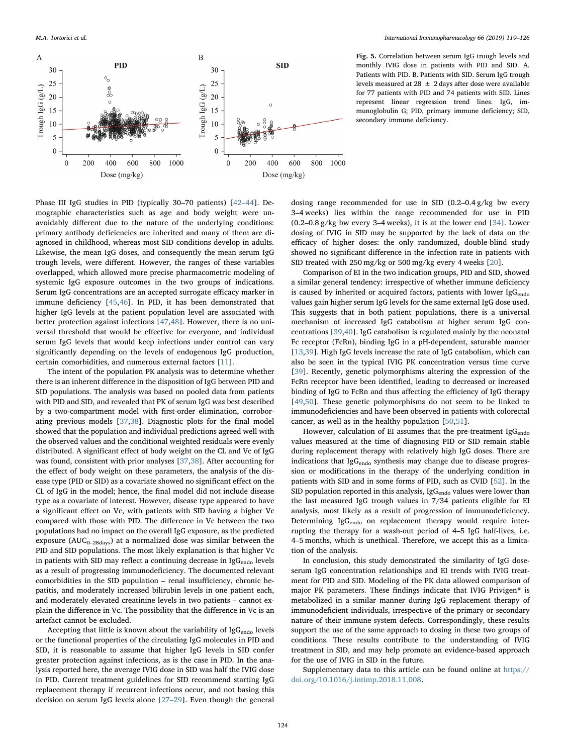A

PID

Trough IgG (g/L)

30
25
20
15
10
5
0

0 200 400 600 800 1000

Dose (mg/kg)

B

SID

Trough IgG (g/L)

30
25
20
15
10
5
0

0 200 400 600 800 1000

Dose (mg/kg)

**Fig. 5.** Correlation between serum IgG trough levels and monthly IVIG dose in patients with PID and SID. A. Patients with PID. B. Patients with SID. Serum IgG trough levels measured at 28 ± 2 days after dose were available for 77 patients with PID and 74 patients with SID. Lines represent linear regression trend lines. IgG, immunoglobulin G; PID, primary immune deficiency; SID, secondary immune deficiency.

Phase III IgG studies in PID (typically 30–70 patients) [42–44]. Demographic characteristics such as age and body weight were unavoidably different due to the nature of the underlying conditions: primary antibody deficiencies are inherited and many of them are diagnosed in childhood, whereas most SID conditions develop in adults. Likewise, the mean IgG doses, and consequently the mean serum IgG trough levels, were different. However, the ranges of these variables overlapped, which allowed more precise pharmacometric modeling of systemic IgG exposure outcomes in the two groups of indications. Serum IgG concentrations are an accepted surrogate efficacy marker in immune deficiency [45,46]. In PID, it has been demonstrated that higher IgG levels at the patient population level are associated with better protection against infections [47,48]. However, there is no universal threshold that would be effective for everyone, and individual serum IgG levels that would keep infections under control can vary significantly depending on the levels of endogenous IgG production, certain comorbidities, and numerous external factors [11].

The intent of the population PK analysis was to determine whether there is an inherent difference in the disposition of IgG between PID and SID populations. The analysis was based on pooled data from patients with PID and SID, and revealed that PK of serum IgG was best described by a two-compartment model with first-order elimination, corroborating previous models [37,38]. Diagnostic plots for the final model showed that the population and individual predictions agreed well with the observed values and the conditional weighted residuals were evenly distributed. A significant effect of body weight on the CL and Vc of IgG was found, consistent with prior analyses [37,38]. After accounting for the effect of body weight on these parameters, the analysis of the disease type (PID or SID) as a covariate showed no significant effect on the CL of IgG in the model; hence, the final model did not include disease type as a covariate of interest. However, disease type appeared to have a significant effect on Vc, with patients with SID having a higher Vc compared with those with PID. The difference in Vc between the two populations had no impact on the overall IgG exposure, as the predicted exposure ($AUC_{0-28days}$) at a normalized dose was similar between the PID and SID populations. The most likely explanation is that higher Vc in patients with SID may reflect a continuing decrease in $IgG_{endo}$ levels as a result of progressing immunodeficiency. The documented relevant comorbidities in the SID population – renal insufficiency, chronic hepatitis, and moderately increased bilirubin levels in one patient each, and moderately elevated creatinine levels in two patients – cannot explain the difference in Vc. The possibility that the difference in Vc is an artefact cannot be excluded.

Accepting that little is known about the variability of $IgG_{endo}$ levels or the functional properties of the circulating IgG molecules in PID and SID, it is reasonable to assume that higher IgG levels in SID confer greater protection against infections, as is the case in PID. In the analysis reported here, the average IVIG dose in SID was half the IVIG dose in PID. Current treatment guidelines for SID recommend starting IgG replacement therapy if recurrent infections occur, and not basing this decision on serum IgG levels alone [27–29]. Even though the general dosing range recommended for use in SID (0.2–0.4 g/kg bw every 3–4 weeks) lies within the range recommended for use in PID (0.2–0.8 g/kg bw every 3–4 weeks), it is at the lower end [34]. Lower dosing of IVIG in SID may be supported by the lack of data on the efficacy of higher doses: the only randomized, double-blind study showed no significant difference in the infection rate in patients with SID treated with 250 mg/kg or 500 mg/kg every 4 weeks [20].

Comparison of EI in the two indication groups, PID and SID, showed a similar general tendency: irrespective of whether immune deficiency is caused by inherited or acquired factors, patients with lower $IgG_{endo}$ values gain higher serum IgG levels for the same external IgG dose used. This suggests that in both patient populations, there is a universal mechanism of increased IgG catabolism at higher serum IgG concentrations [39,40]. IgG catabolism is regulated mainly by the neonatal Fc receptor (FcRn), binding IgG in a pH-dependent, saturable manner [13,39]. High IgG levels increase the rate of IgG catabolism, which can also be seen in the typical IVIG PK concentration versus time curve [39]. Recently, genetic polymorphisms altering the expression of the FcRn receptor have been identified, leading to decreased or increased binding of IgG to FcRn and thus affecting the efficiency of IgG therapy [49,50]. These genetic polymorphisms do not seem to be linked to immunodeficiencies and have been observed in patients with colorectal cancer, as well as in the healthy population [50,51].

However, calculation of EI assumes that the pre-treatment $IgG_{endo}$ values measured at the time of diagnosing PID or SID remain stable during replacement therapy with relatively high IgG doses. There are indications that $IgG_{endo}$ synthesis may change due to disease progression or modifications in the therapy of the underlying condition in patients with SID and in some forms of PID, such as CVID [52]. In the SID population reported in this analysis, $IgG_{endo}$ values were lower than the last measured IgG trough values in 7/34 patients eligible for EI analysis, most likely as a result of progression of immunodeficiency. Determining $IgG_{endo}$ on replacement therapy would require interrupting the therapy for a wash-out period of 4–5 IgG half-lives, i.e. 4–5 months, which is unethical. Therefore, we accept this as a limitation of the analysis.

In conclusion, this study demonstrated the similarity of IgG dose-serum IgG concentration relationships and EI trends with IVIG treatment for PID and SID. Modeling of the PK data allowed comparison of major PK parameters. These findings indicate that IVIG Privigen® is metabolized in a similar manner during IgG replacement therapy of immunodeficient individuals, irrespective of the primary or secondary nature of their immune system defects. Correspondingly, these results support the use of the same approach to dosing in these two groups of conditions. These results contribute to the understanding of IVIG treatment in SID, and may help promote an evidence-based approach for the use of IVIG in SID in the future.

Supplementary data to this article can be found online at https://doi.org/10.1016/j.intimp.2018.11.008.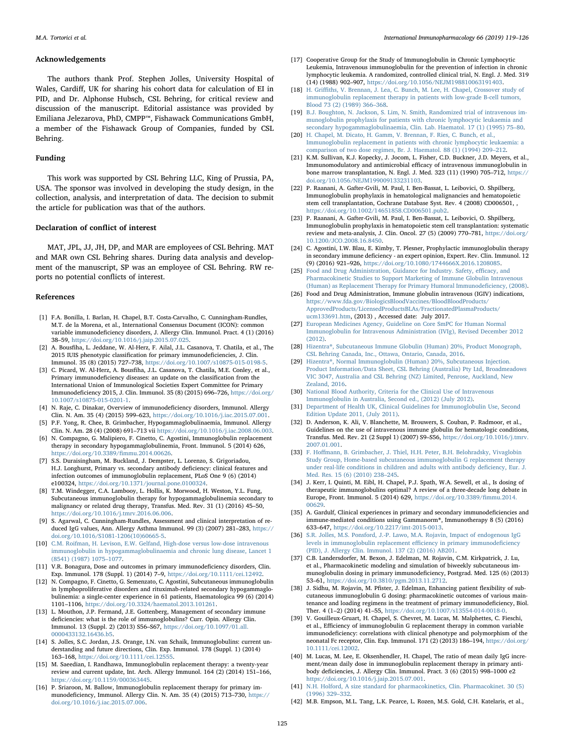## Acknowledgements

The authors thank Prof. Stephen Jolles, University Hospital of Wales, Cardiff, UK for sharing his cohort data for calculation of EI in PID, and Dr. Alphonse Hubsch, CSL Behring, for critical review and discussion of the manuscript. Editorial assistance was provided by Emiliana Jelezarova, PhD, CMPP™, Fishawack Communications GmbH, a member of the Fishawack Group of Companies, funded by CSL Behring.

## Funding

This work was supported by CSL Behring LLC, King of Prussia, PA, USA. The sponsor was involved in developing the study design, in the collection, analysis, and interpretation of data. The decision to submit the article for publication was that of the authors.

## Declaration of conflict of interest

MAT, JPL, JJ, JH, DP, and MAR are employees of CSL Behring. MAT and MAR own CSL Behring shares. During data analysis and development of the manuscript, SP was an employee of CSL Behring. RW reports no potential conflicts of interest.

## References

[1] F.A. Bonilla, I. Barlan, H. Chapel, B.T. Costa-Carvalho, C. Cunningham-Rundles, M.T. de la Morena, et al., International Consensus Document (ICON): common variable immunodeficiency disorders, J. Allergy Clin. Immunol. Pract. 4 (1) (2016) 38–59, https://doi.org/10.1016/j.jaip.2015.07.025.

[2] A. Bousfiha, L. Jeddane, W. Al-Herz, F. Ailal, J.L. Casanova, T. Chatila, et al., The 2015 IUIS phenotypic classification for primary immunodeficiencies, J. Clin. Immunol. 35 (8) (2015) 727–738, https://doi.org/10.1007/s10875-015-0198-5.

[3] C. Picard, W. Al-Herz, A. Bousfiha, J.L. Casanova, T. Chatila, M.E. Conley, et al., Primary immunodeficiency diseases: an update on the classification from the International Union of Immunological Societies Expert Committee for Primary Immunodeficiency 2015, J. Clin. Immunol. 35 (8) (2015) 696–726, https://doi.org/10.1007/s10875-015-0201-1.

[4] N. Raje, C. Dinakar, Overview of immunodeficiency disorders, Immunol. Allergy Clin. N. Am. 35 (4) (2015) 599–623, https://doi.org/10.1016/j.iac.2015.07.001.

[5] P.F. Yong, R. Chee, B. Grimbacher, Hypogammaglobulinaemia, Immunol. Allergy Clin. N. Am. 28 (4) (2008) 691–713 vii https://doi.org/10.1016/j.iac.2008.06.003.

[6] N. Compagno, G. Malipiero, F. Cinetto, C. Agostini, Immunoglobulin replacement therapy in secondary hypogammaglobulinemia, Front. Immunol. 5 (2014) 626, https://doi.org/10.3389/fimmu.2014.00626.

[7] S.S. Duraisingham, M. Buckland, J. Dempster, L. Lorenzo, S. Grigoriadou, H.J. Longhurst, Primary vs. secondary antibody deficiency: clinical features and infection outcomes of immunoglobulin replacement, PLoS One 9 (6) (2014) e100324, https://doi.org/10.1371/journal.pone.0100324.

[8] T.M. Windegger, C.A. Lambooy, L. Hollis, K. Morwood, H. Weston, Y.L. Fung, Subcutaneous immunoglobulin therapy for hypogammaglobulinemia secondary to malignancy or related drug therapy, Transfus. Med. Rev. 31 (1) (2016) 45–50, https://doi.org/10.1016/j.tmrv.2016.06.006.

[9] S. Agarwal, C. Cunningham-Rundles, Assessment and clinical interpretation of reduced IgG values, Ann. Allergy Asthma Immunol. 99 (3) (2007) 281–283, https://doi.org/10.1016/S1081-1206(10)60665-5.

[10] C.M. Roifman, H. Levison, E.W. Gelfand, High-dose versus low-dose intravenous immunoglobulin in hypogammaglobulinaemia and chronic lung disease, Lancet 1 (8541) (1987) 1075–1077.

[11] V.R. Bonagura, Dose and outcomes in primary immunodeficiency disorders, Clin. Exp. Immunol. 178 (Suppl. 1) (2014) 7–9, https://doi.org/10.1111/cei.12492.

[12] N. Compagno, F. Cinetto, G. Semenzato, C. Agostini, Subcutaneous immunoglobulin in lymphoproliferative disorders and rituximab-related secondary hypogammaglobulinemia: a single-center experience in 61 patients, Haematologica 99 (6) (2014) 1101–1106, https://doi.org/10.3324/haematol.2013.101261.

[13] L. Mouthon, J.P. Fermand, J.E. Gottenberg, Management of secondary immune deficiencies: what is the role of immunoglobulins? Curr. Opin. Allergy Clin. Immunol. 13 (Suppl. 2) (2013) S56–S67, https://doi.org/10.1097/01.all.0000433132.16436.b5.

[14] S. Jolles, S.C. Jordan, J.S. Orange, I.N. van Schaik, Immunoglobulins: current understanding and future directions, Clin. Exp. Immunol. 178 (Suppl. 1) (2014) 163–168, https://doi.org/10.1111/cei.12555.

[15] M. Saeedian, I. Randhawa, Immunoglobulin replacement therapy: a twenty-year review and current update, Int. Arch. Allergy Immunol. 164 (2) (2014) 151–166, https://doi.org/10.1159/000363445.

[16] P. Sriaroon, M. Ballow, Immunoglobulin replacement therapy for primary immunodeficiency, Immunol. Allergy Clin. N. Am. 35 (4) (2015) 713–730, https://doi.org/10.1016/j.iac.2015.07.006.

[17] Cooperative Group for the Study of Immunoglobulin in Chronic Lymphocytic Leukemia, Intravenous immunoglobulin for the prevention of infection in chronic lymphocytic leukemia. A randomized, controlled clinical trial, N. Engl. J. Med. 319 (14) (1988) 902–907, https://doi.org/10.1056/NEJM198810063191403.

[18] H. Griffiths, V. Brennan, J. Lea, C. Bunch, M. Lee, H. Chapel, Crossover study of immunoglobulin replacement therapy in patients with low-grade B-cell tumors, Blood 73 (2) (1989) 366–368.

[19] B.J. Boughton, N. Jackson, S. Lim, N. Smith, Randomized trial of intravenous immunoglobulin prophylaxis for patients with chronic lymphocytic leukaemia and secondary hypogammaglobulinaemia, Clin. Lab. Haematol. 17 (1) (1995) 75–80.

[20] H. Chapel, M. Dicato, H. Gamm, V. Brennan, F. Ries, C. Bunch, et al., Immunoglobulin replacement in patients with chronic lymphocytic leukaemia: a comparison of two dose regimes, Br. J. Haematol. 88 (1) (1994) 209–212.

[21] K.M. Sullivan, K.J. Kopecky, J. Jocom, L. Fisher, C.D. Buckner, J.D. Meyers, et al., Immunomodulatory and antimicrobial efficacy of intravenous immunoglobulin in bone marrow transplantation, N. Engl. J. Med. 323 (11) (1990) 705–712, https://doi.org/10.1056/NEJM199009133231103.

[22] P. Raanani, A. Gafter-Gvili, M. Paul, I. Ben-Bassat, L. Leibovici, O. Shpilberg, Immunoglobulin prophylaxis in hematological malignancies and hematopoietic stem cell transplantation, Cochrane Database Syst. Rev. 4 (2008) CD006501, , https://doi.org/10.1002/14651858.CD006501.pub2.

[23] P. Raanani, A. Gafter-Gvili, M. Paul, I. Ben-Bassat, L. Leibovici, O. Shpilberg, Immunoglobulin prophylaxis in hematopoietic stem cell transplantation: systematic review and meta-analysis, J. Clin. Oncol. 27 (5) (2009) 770–781, https://doi.org/10.1200/JCO.2008.16.8450.

[24] C. Agostini, I.W. Blau, E. Kimby, T. Plesner, Prophylactic immunoglobulin therapy in secondary immune deficiency - an expert opinion, Expert. Rev. Clin. Immunol. 12 (9) (2016) 921–926, https://doi.org/10.1080/1744666X.2016.1208085.

[25] Food and Drug Administration, Guidance for Industry. Safety, efficacy, and Pharmacokinetic Studies to Support Marketing of Immune Globulin Intravenous (Human) as Replacement Therapy for Primary Humoral Immunodeficiency, (2008).

[26] Food and Drug Administration, Immune globulin intravenous (IGIV) indications, https://www.fda.gov/BiologicsBloodVaccines/BloodBloodProducts/ApprovedProducts/LicensedProductsBLAs/FractionatedPlasmaProducts/ucm133691.htm, (2013) , Accessed date: July 2017.

[27] European Medicines Agency, Guideline on Core SmPC for Human Normal Immunoglobulin for Intravenous Administration (IVIg), Revised December 2012 (2012).

[28] Hizentra®, Subcutaneous Immune Globulin (Human) 20%, Product Monograph, CSL Behring Canada, Inc., Ottawa, Ontario, Canada, 2016.

[29] Hizentra®, Normal Immunoglobulin (Human) 20%, Subcutaneous Injection. Product Information/Data Sheet, CSL Behring (Australia) Pty Ltd, Broadmeadows VIC 3047, Australia and CSL Behring (NZ) Limited, Penrose, Auckland, New Zealand, 2016.

[30] National Blood Authority, Criteria for the Clinical Use of Intravenous Immunoglobulin in Australia, Second ed., (2012) (July 2012).

[31] Department of Health UK, Clinical Guidelines for Immunoglobulin Use, Second Edition Update 2011, (July 2011).

[32] D. Anderson, K. Ali, V. Blanchette, M. Brouwers, S. Couban, P. Radmoor, et al., Guidelines on the use of intravenous immune globulin for hematologic conditions, Transfus. Med. Rev. 21 (2 Suppl 1) (2007) S9–S56, https://doi.org/10.1016/j.tmrv.2007.01.001.

[33] F. Hoffmann, B. Grimbacher, J. Thiel, H.H. Peter, B.H. Belohradsky, Vivaglobin Study Group, Home-based subcutaneous immunoglobulin G replacement therapy under real-life conditions in children and adults with antibody deficiency, Eur. J. Med. Res. 15 (6) (2010) 238–245.

[34] J. Kerr, I. Quinti, M. Eibl, H. Chapel, P.J. Spath, W.A. Sewell, et al., Is dosing of therapeutic immunoglobulins optimal? A review of a three-decade long debate in Europe, Front. Immunol. 5 (2014) 629, https://doi.org/10.3389/fimmu.2014.00629.

[35] A. Gardulf, Clinical experiences in primary and secondary immunodeficiencies and immune-mediated conditions using Gammanorm®, Immunotherapy 8 (5) (2016) 633–647, https://doi.org/10.2217/imt-2015-0013.

[36] S.R. Jolles, M.S. Ponsford, J.-P. Lawo, M.A. Rojavin, Impact of endogenous IgG levels in immunoglobulin replacement efficiency in primary immunodeficiency (PID), J. Allergy Clin. Immunol. 137 (2) (2016) AB201.

[37] C.B. Landersdorfer, M. Bexon, J. Edelman, M. Rojavin, C.M. Kirkpatrick, J. Lu, et al., Pharmacokinetic modeling and simulation of biweekly subcutaneous immunoglobulin dosing in primary immunodeficiency, Postgrad. Med. 125 (6) (2013) 53–61, https://doi.org/10.3810/pgm.2013.11.2712.

[38] J. Sidhu, M. Rojavin, M. Pfister, J. Edelman, Enhancing patient flexibility of subcutaneous immunoglobulin G dosing: pharmacokinetic outcomes of various maintenance and loading regimens in the treatment of primary immunodeficiency, Biol. Ther. 4 (1–2) (2014) 41–55, https://doi.org/10.1007/s13554-014-0018-0.

[39] V. Gouilleux-Gruart, H. Chapel, S. Chevret, M. Lucas, M. Malphettes, C. Fieschi, et al., Efficiency of immunoglobulin G replacement therapy in common variable immunodeficiency: correlations with clinical phenotype and polymorphism of the neonatal Fc receptor, Clin. Exp. Immunol. 171 (2) (2013) 186–194, https://doi.org/10.1111/cei.12002.

[40] M. Lucas, M. Lee, E. Oksenhendler, H. Chapel, The ratio of mean daily IgG increment/mean daily dose in immunoglobulin replacement therapy in primary antibody deficiencies, J. Allergy Clin. Immunol. Pract. 3 (6) (2015) 998–1000 e2 https://doi.org/10.1016/j.jaip.2015.07.001.

[41] N.H. Holford, A size standard for pharmacokinetics, Clin. Pharmacokinet. 30 (5) (1996) 329–332.

[42] M.B. Empson, M.L. Tang, L.K. Pearce, L. Rozen, M.S. Gold, C.H. Katelaris, et al.,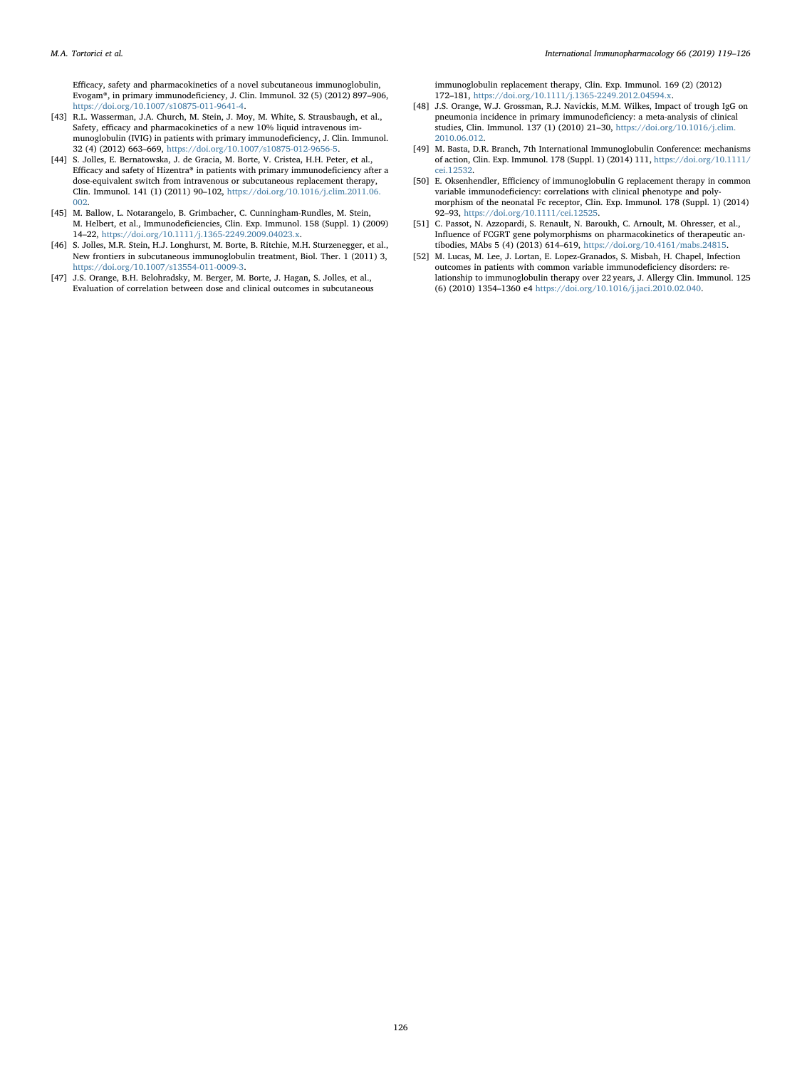Efficacy, safety and pharmacokinetics of a novel subcutaneous immunoglobulin, Evogam®, in primary immunodeficiency, J. Clin. Immunol. 32 (5) (2012) 897–906, https://doi.org/10.1007/s10875-011-9641-4.

[43] R.L. Wasserman, J.A. Church, M. Stein, J. Moy, M. White, S. Strausbaugh, et al., Safety, efficacy and pharmacokinetics of a new 10% liquid intravenous immunoglobulin (IVIG) in patients with primary immunodeficiency, J. Clin. Immunol. 32 (4) (2012) 663–669, https://doi.org/10.1007/s10875-012-9656-5.

[44] S. Jolles, E. Bernatowska, J. de Gracia, M. Borte, V. Cristea, H.H. Peter, et al., Efficacy and safety of Hizentra® in patients with primary immunodeficiency after a dose-equivalent switch from intravenous or subcutaneous replacement therapy, Clin. Immunol. 141 (1) (2011) 90–102, https://doi.org/10.1016/j.clim.2011.06.002.

[45] M. Ballow, L. Notarangelo, B. Grimbacher, C. Cunningham-Rundles, M. Stein, M. Helbert, et al., Immunodeficiencies, Clin. Exp. Immunol. 158 (Suppl. 1) (2009) 14–22, https://doi.org/10.1111/j.1365-2249.2009.04023.x.

[46] S. Jolles, M.R. Stein, H.J. Longhurst, M. Borte, B. Ritchie, M.H. Sturzenegger, et al., New frontiers in subcutaneous immunoglobulin treatment, Biol. Ther. 1 (2011) 3, https://doi.org/10.1007/s13554-011-0009-3.

[47] J.S. Orange, B.H. Belohradsky, M. Berger, M. Borte, J. Hagan, S. Jolles, et al., Evaluation of correlation between dose and clinical outcomes in subcutaneous immunoglobulin replacement therapy, Clin. Exp. Immunol. 169 (2) (2012) 172–181, https://doi.org/10.1111/j.1365-2249.2012.04594.x.

[48] J.S. Orange, W.J. Grossman, R.J. Navickis, M.M. Wilkes, Impact of trough IgG on pneumonia incidence in primary immunodeficiency: a meta-analysis of clinical studies, Clin. Immunol. 137 (1) (2010) 21–30, https://doi.org/10.1016/j.clim.2010.06.012.

[49] M. Basta, D.R. Branch, 7th International Immunoglobulin Conference: mechanisms of action, Clin. Exp. Immunol. 178 (Suppl. 1) (2014) 111, https://doi.org/10.1111/cei.12532.

[50] E. Oksenhendler, Efficiency of immunoglobulin G replacement therapy in common variable immunodeficiency: correlations with clinical phenotype and polymorphism of the neonatal Fc receptor, Clin. Exp. Immunol. 178 (Suppl. 1) (2014) 92–93, https://doi.org/10.1111/cei.12525.

[51] C. Passot, N. Azzopardi, S. Renault, N. Baroukh, C. Arnoult, M. Ohresser, et al., Influence of FCGRT gene polymorphisms on pharmacokinetics of therapeutic antibodies, MAbs 5 (4) (2013) 614–619, https://doi.org/10.4161/mabs.24815.

[52] M. Lucas, M. Lee, J. Lortan, E. Lopez-Granados, S. Misbah, H. Chapel, Infection outcomes in patients with common variable immunodeficiency disorders: relationship to immunoglobulin therapy over 22 years, J. Allergy Clin. Immunol. 125 (6) (2010) 1354–1360 e4 https://doi.org/10.1016/j.jaci.2010.02.040.